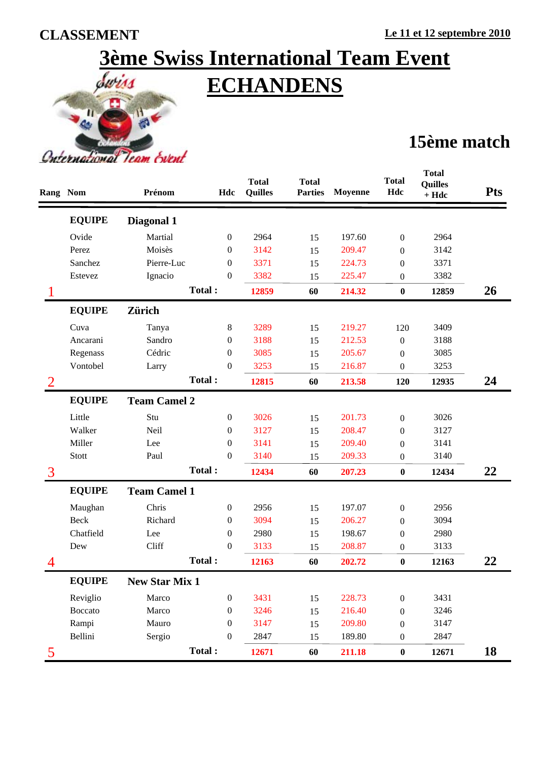**CLASSEMENT**

**Le 11 et 12 septembre 2010**

# 3ème Swiss International Team Event

# ECHANDENS

## 15ème match

| Rang | Nom | Prénom | Hdc | Total Quilles | Total Parties | Moyenne | Total Hdc | Total Quilles + Hdc | Pts |
|---|---|---|---|---|---|---|---|---|---|
| | **EQUIPE** | **Diagonal 1** | | | | | | | |
| | Ovide | Martial | 0 | 2964 | 15 | 197.60 | 0 | 2964 | |
| | Perez | Moisès | 0 | 3142 | 15 | 209.47 | 0 | 3142 | |
| | Sanchez | Pierre-Luc | 0 | 3371 | 15 | 224.73 | 0 | 3371 | |
| | Estevez | Ignacio | 0 | 3382 | 15 | 225.47 | 0 | 3382 | |
| 1 | | **Total :** | | **12859** | **60** | **214.32** | **0** | **12859** | **26** |
| | **EQUIPE** | **Zürich** | | | | | | | |
| | Cuva | Tanya | 8 | 3289 | 15 | 219.27 | 120 | 3409 | |
| | Ancarani | Sandro | 0 | 3188 | 15 | 212.53 | 0 | 3188 | |
| | Regenass | Cédric | 0 | 3085 | 15 | 205.67 | 0 | 3085 | |
| | Vontobel | Larry | 0 | 3253 | 15 | 216.87 | 0 | 3253 | |
| 2 | | **Total :** | | **12815** | **60** | **213.58** | **120** | **12935** | **24** |
| | **EQUIPE** | **Team Camel 2** | | | | | | | |
| | Little | Stu | 0 | 3026 | 15 | 201.73 | 0 | 3026 | |
| | Walker | Neil | 0 | 3127 | 15 | 208.47 | 0 | 3127 | |
| | Miller | Lee | 0 | 3141 | 15 | 209.40 | 0 | 3141 | |
| | Stott | Paul | 0 | 3140 | 15 | 209.33 | 0 | 3140 | |
| 3 | | **Total :** | | **12434** | **60** | **207.23** | **0** | **12434** | **22** |
| | **EQUIPE** | **Team Camel 1** | | | | | | | |
| | Maughan | Chris | 0 | 2956 | 15 | 197.07 | 0 | 2956 | |
| | Beck | Richard | 0 | 3094 | 15 | 206.27 | 0 | 3094 | |
| | Chatfield | Lee | 0 | 2980 | 15 | 198.67 | 0 | 2980 | |
| | Dew | Cliff | 0 | 3133 | 15 | 208.87 | 0 | 3133 | |
| 4 | | **Total :** | | **12163** | **60** | **202.72** | **0** | **12163** | **22** |
| | **EQUIPE** | **New Star Mix 1** | | | | | | | |
| | Reviglio | Marco | 0 | 3431 | 15 | 228.73 | 0 | 3431 | |
| | Boccato | Marco | 0 | 3246 | 15 | 216.40 | 0 | 3246 | |
| | Rampi | Mauro | 0 | 3147 | 15 | 209.80 | 0 | 3147 | |
| | Bellini | Sergio | 0 | 2847 | 15 | 189.80 | 0 | 2847 | |
| 5 | | **Total :** | | **12671** | **60** | **211.18** | **0** | **12671** | **18** |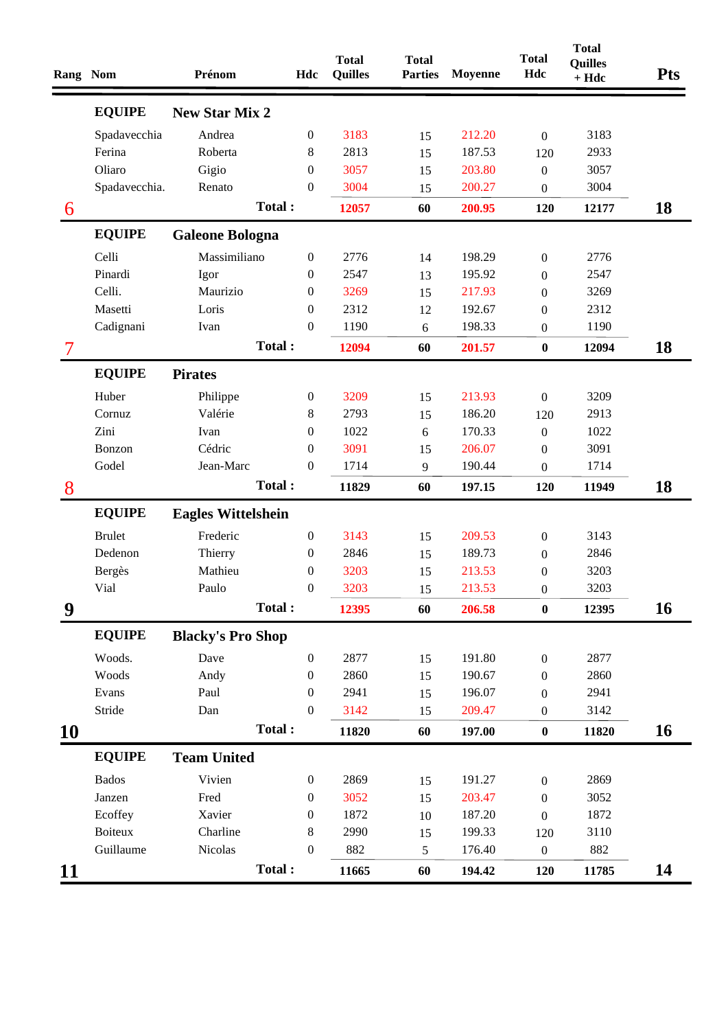| Rang | Nom | Prénom | Hdc | Total Quilles | Total Parties | Moyenne | Total Hdc | Total Quilles + Hdc | Pts |
|---|---|---|---|---|---|---|---|---|---|
| | **EQUIPE** | **New Star Mix 2** | | | | | | | |
| | Spadavecchia | Andrea | 0 | 3183 | 15 | 212.20 | 0 | 3183 | |
| | Ferina | Roberta | 8 | 2813 | 15 | 187.53 | 120 | 2933 | |
| | Oliaro | Gigio | 0 | 3057 | 15 | 203.80 | 0 | 3057 | |
| | Spadavecchia. | Renato | 0 | 3004 | 15 | 200.27 | 0 | 3004 | |
| 6 | | **Total :** | | **12057** | **60** | **200.95** | **120** | **12177** | **18** |
| | **EQUIPE** | **Galeone Bologna** | | | | | | | |
| | Celli | Massimiliano | 0 | 2776 | 14 | 198.29 | 0 | 2776 | |
| | Pinardi | Igor | 0 | 2547 | 13 | 195.92 | 0 | 2547 | |
| | Celli. | Maurizio | 0 | 3269 | 15 | 217.93 | 0 | 3269 | |
| | Masetti | Loris | 0 | 2312 | 12 | 192.67 | 0 | 2312 | |
| | Cadignani | Ivan | 0 | 1190 | 6 | 198.33 | 0 | 1190 | |
| 7 | | **Total :** | | **12094** | **60** | **201.57** | **0** | **12094** | **18** |
| | **EQUIPE** | **Pirates** | | | | | | | |
| | Huber | Philippe | 0 | 3209 | 15 | 213.93 | 0 | 3209 | |
| | Cornuz | Valérie | 8 | 2793 | 15 | 186.20 | 120 | 2913 | |
| | Zini | Ivan | 0 | 1022 | 6 | 170.33 | 0 | 1022 | |
| | Bonzon | Cédric | 0 | 3091 | 15 | 206.07 | 0 | 3091 | |
| | Godel | Jean-Marc | 0 | 1714 | 9 | 190.44 | 0 | 1714 | |
| 8 | | **Total :** | | **11829** | **60** | **197.15** | **120** | **11949** | **18** |
| | **EQUIPE** | **Eagles Wittelshein** | | | | | | | |
| | Brulet | Frederic | 0 | 3143 | 15 | 209.53 | 0 | 3143 | |
| | Dedenon | Thierry | 0 | 2846 | 15 | 189.73 | 0 | 2846 | |
| | Bergès | Mathieu | 0 | 3203 | 15 | 213.53 | 0 | 3203 | |
| | Vial | Paulo | 0 | 3203 | 15 | 213.53 | 0 | 3203 | |
| 9 | | **Total :** | | **12395** | **60** | **206.58** | **0** | **12395** | **16** |
| | **EQUIPE** | **Blacky's Pro Shop** | | | | | | | |
| | Woods. | Dave | 0 | 2877 | 15 | 191.80 | 0 | 2877 | |
| | Woods | Andy | 0 | 2860 | 15 | 190.67 | 0 | 2860 | |
| | Evans | Paul | 0 | 2941 | 15 | 196.07 | 0 | 2941 | |
| | Stride | Dan | 0 | 3142 | 15 | 209.47 | 0 | 3142 | |
| 10 | | **Total :** | | **11820** | **60** | **197.00** | **0** | **11820** | **16** |
| | **EQUIPE** | **Team United** | | | | | | | |
| | Bados | Vivien | 0 | 2869 | 15 | 191.27 | 0 | 2869 | |
| | Janzen | Fred | 0 | 3052 | 15 | 203.47 | 0 | 3052 | |
| | Ecoffey | Xavier | 0 | 1872 | 10 | 187.20 | 0 | 1872 | |
| | Boiteux | Charline | 8 | 2990 | 15 | 199.33 | 120 | 3110 | |
| | Guillaume | Nicolas | 0 | 882 | 5 | 176.40 | 0 | 882 | |
| 11 | | **Total :** | | **11665** | **60** | **194.42** | **120** | **11785** | **14** |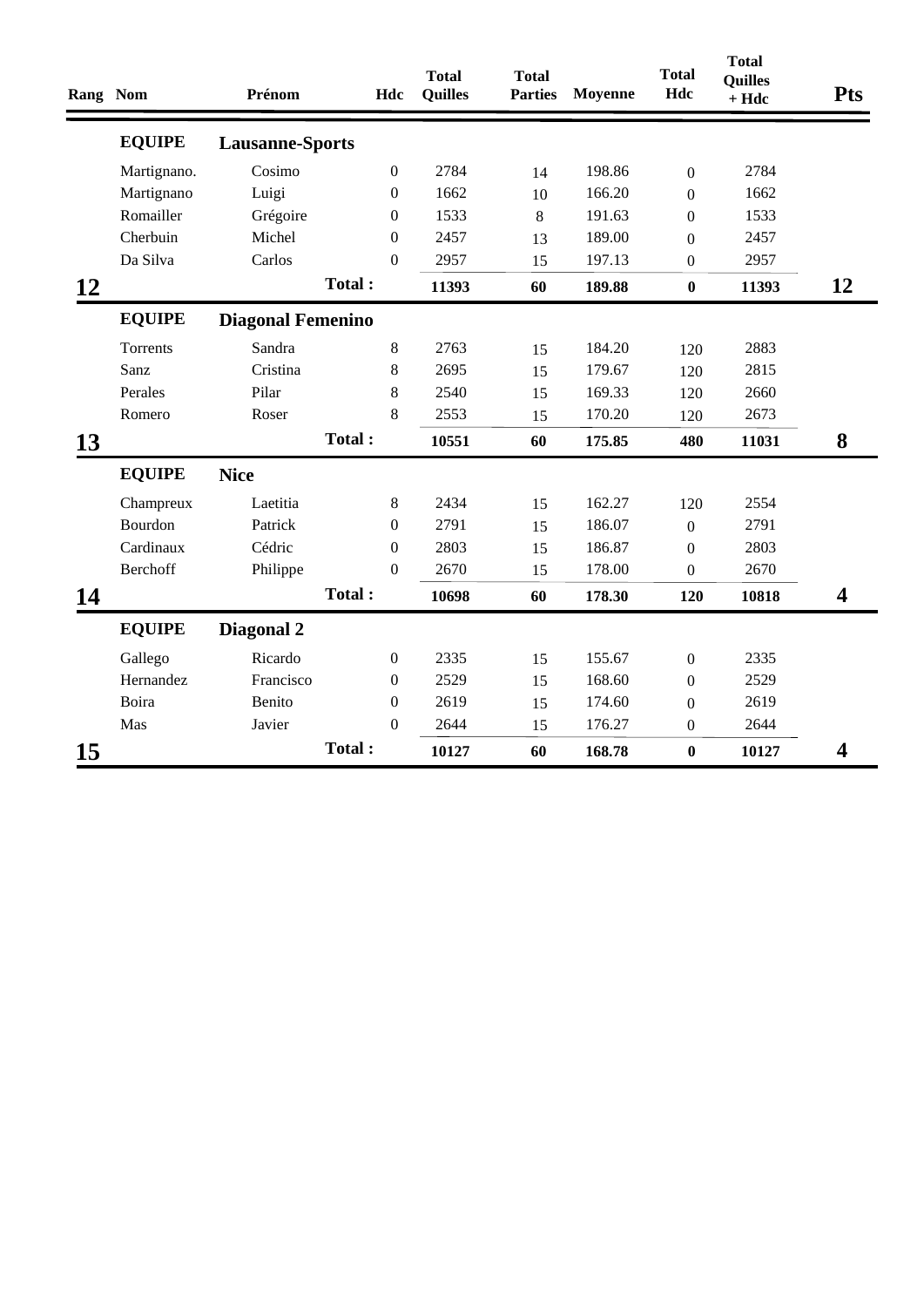| Rang | Nom | Prénom | Hdc | Total Quilles | Total Parties | Moyenne | Total Hdc | Total Quilles + Hdc | Pts |
|---|---|---|---|---|---|---|---|---|---|
| | **EQUIPE** | **Lausanne-Sports** | | | | | | | |
| | Martignano. | Cosimo | 0 | 2784 | 14 | 198.86 | 0 | 2784 | |
| | Martignano | Luigi | 0 | 1662 | 10 | 166.20 | 0 | 1662 | |
| | Romailler | Grégoire | 0 | 1533 | 8 | 191.63 | 0 | 1533 | |
| | Cherbuin | Michel | 0 | 2457 | 13 | 189.00 | 0 | 2457 | |
| | Da Silva | Carlos | 0 | 2957 | 15 | 197.13 | 0 | 2957 | |
| **12** | | **Total :** | | **11393** | **60** | **189.88** | **0** | **11393** | **12** |
| | **EQUIPE** | **Diagonal Femenino** | | | | | | | |
| | Torrents | Sandra | 8 | 2763 | 15 | 184.20 | 120 | 2883 | |
| | Sanz | Cristina | 8 | 2695 | 15 | 179.67 | 120 | 2815 | |
| | Perales | Pilar | 8 | 2540 | 15 | 169.33 | 120 | 2660 | |
| | Romero | Roser | 8 | 2553 | 15 | 170.20 | 120 | 2673 | |
| **13** | | **Total :** | | **10551** | **60** | **175.85** | **480** | **11031** | **8** |
| | **EQUIPE** | **Nice** | | | | | | | |
| | Champreux | Laetitia | 8 | 2434 | 15 | 162.27 | 120 | 2554 | |
| | Bourdon | Patrick | 0 | 2791 | 15 | 186.07 | 0 | 2791 | |
| | Cardinaux | Cédric | 0 | 2803 | 15 | 186.87 | 0 | 2803 | |
| | Berchoff | Philippe | 0 | 2670 | 15 | 178.00 | 0 | 2670 | |
| **14** | | **Total :** | | **10698** | **60** | **178.30** | **120** | **10818** | **4** |
| | **EQUIPE** | **Diagonal 2** | | | | | | | |
| | Gallego | Ricardo | 0 | 2335 | 15 | 155.67 | 0 | 2335 | |
| | Hernandez | Francisco | 0 | 2529 | 15 | 168.60 | 0 | 2529 | |
| | Boira | Benito | 0 | 2619 | 15 | 174.60 | 0 | 2619 | |
| | Mas | Javier | 0 | 2644 | 15 | 176.27 | 0 | 2644 | |
| **15** | | **Total :** | | **10127** | **60** | **168.78** | **0** | **10127** | **4** |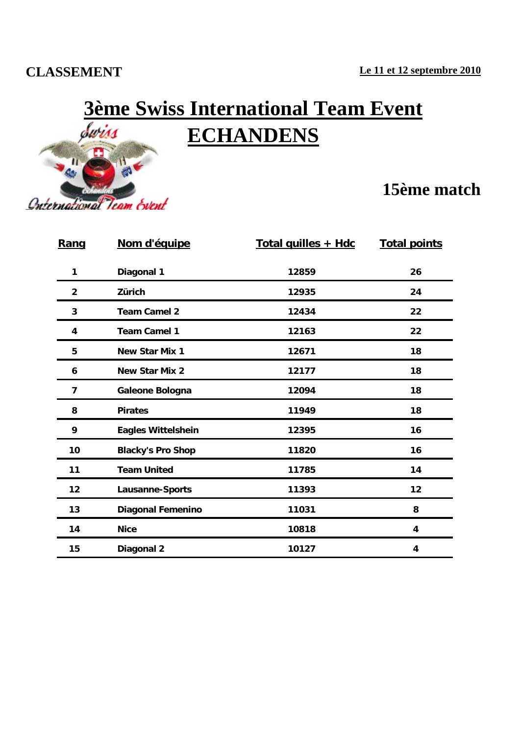**CLASSEMENT**

**Le 11 et 12 septembre 2010**

# 3ème Swiss International Team Event

# ECHANDENS

## 15ème match

| Rang | Nom d'équipe | Total quilles + Hdc | Total points |
|---|---|---|---|
| 1 | Diagonal 1 | 12859 | 26 |
| 2 | Zürich | 12935 | 24 |
| 3 | Team Camel 2 | 12434 | 22 |
| 4 | Team Camel 1 | 12163 | 22 |
| 5 | New Star Mix 1 | 12671 | 18 |
| 6 | New Star Mix 2 | 12177 | 18 |
| 7 | Galeone Bologna | 12094 | 18 |
| 8 | Pirates | 11949 | 18 |
| 9 | Eagles Wittelshein | 12395 | 16 |
| 10 | Blacky's Pro Shop | 11820 | 16 |
| 11 | Team United | 11785 | 14 |
| 12 | Lausanne-Sports | 11393 | 12 |
| 13 | Diagonal Femenino | 11031 | 8 |
| 14 | Nice | 10818 | 4 |
| 15 | Diagonal 2 | 10127 | 4 |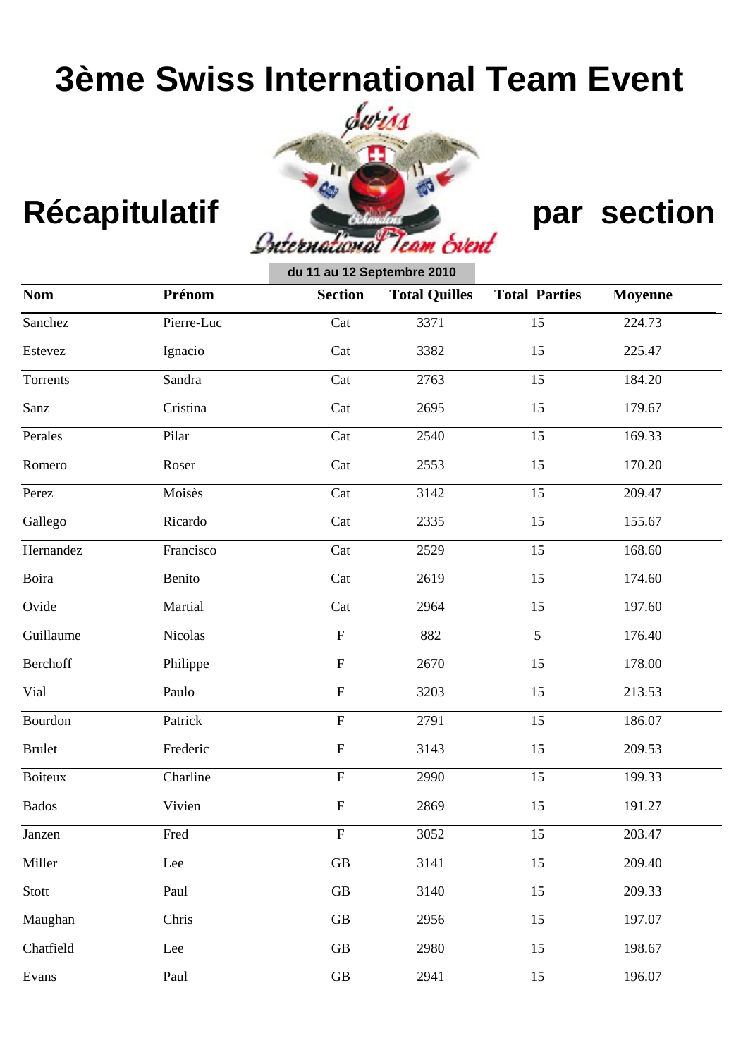# 3ème Swiss International Team Event

## Récapitulatif par section

du 11 au 12 Septembre 2010

| Nom | Prénom | Section | Total Quilles | Total Parties | Moyenne |
|---|---|---|---|---|---|
| Sanchez | Pierre-Luc | Cat | 3371 | 15 | 224.73 |
| Estevez | Ignacio | Cat | 3382 | 15 | 225.47 |
| Torrents | Sandra | Cat | 2763 | 15 | 184.20 |
| Sanz | Cristina | Cat | 2695 | 15 | 179.67 |
| Perales | Pilar | Cat | 2540 | 15 | 169.33 |
| Romero | Roser | Cat | 2553 | 15 | 170.20 |
| Perez | Moisès | Cat | 3142 | 15 | 209.47 |
| Gallego | Ricardo | Cat | 2335 | 15 | 155.67 |
| Hernandez | Francisco | Cat | 2529 | 15 | 168.60 |
| Boira | Benito | Cat | 2619 | 15 | 174.60 |
| Ovide | Martial | Cat | 2964 | 15 | 197.60 |
| Guillaume | Nicolas | F | 882 | 5 | 176.40 |
| Berchoff | Philippe | F | 2670 | 15 | 178.00 |
| Vial | Paulo | F | 3203 | 15 | 213.53 |
| Bourdon | Patrick | F | 2791 | 15 | 186.07 |
| Brulet | Frederic | F | 3143 | 15 | 209.53 |
| Boiteux | Charline | F | 2990 | 15 | 199.33 |
| Bados | Vivien | F | 2869 | 15 | 191.27 |
| Janzen | Fred | F | 3052 | 15 | 203.47 |
| Miller | Lee | GB | 3141 | 15 | 209.40 |
| Stott | Paul | GB | 3140 | 15 | 209.33 |
| Maughan | Chris | GB | 2956 | 15 | 197.07 |
| Chatfield | Lee | GB | 2980 | 15 | 198.67 |
| Evans | Paul | GB | 2941 | 15 | 196.07 |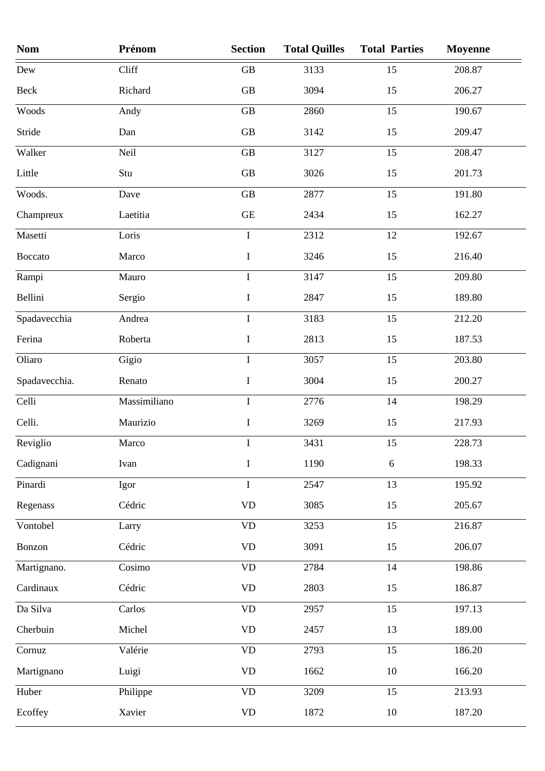| Nom | Prénom | Section | Total Quilles | Total Parties | Moyenne |
|---|---|---|---|---|---|
| Dew | Cliff | GB | 3133 | 15 | 208.87 |
| Beck | Richard | GB | 3094 | 15 | 206.27 |
| Woods | Andy | GB | 2860 | 15 | 190.67 |
| Stride | Dan | GB | 3142 | 15 | 209.47 |
| Walker | Neil | GB | 3127 | 15 | 208.47 |
| Little | Stu | GB | 3026 | 15 | 201.73 |
| Woods. | Dave | GB | 2877 | 15 | 191.80 |
| Champreux | Laetitia | GE | 2434 | 15 | 162.27 |
| Masetti | Loris | I | 2312 | 12 | 192.67 |
| Boccato | Marco | I | 3246 | 15 | 216.40 |
| Rampi | Mauro | I | 3147 | 15 | 209.80 |
| Bellini | Sergio | I | 2847 | 15 | 189.80 |
| Spadavecchia | Andrea | I | 3183 | 15 | 212.20 |
| Ferina | Roberta | I | 2813 | 15 | 187.53 |
| Oliaro | Gigio | I | 3057 | 15 | 203.80 |
| Spadavecchia. | Renato | I | 3004 | 15 | 200.27 |
| Celli | Massimiliano | I | 2776 | 14 | 198.29 |
| Celli. | Maurizio | I | 3269 | 15 | 217.93 |
| Reviglio | Marco | I | 3431 | 15 | 228.73 |
| Cadignani | Ivan | I | 1190 | 6 | 198.33 |
| Pinardi | Igor | I | 2547 | 13 | 195.92 |
| Regenass | Cédric | VD | 3085 | 15 | 205.67 |
| Vontobel | Larry | VD | 3253 | 15 | 216.87 |
| Bonzon | Cédric | VD | 3091 | 15 | 206.07 |
| Martignano. | Cosimo | VD | 2784 | 14 | 198.86 |
| Cardinaux | Cédric | VD | 2803 | 15 | 186.87 |
| Da Silva | Carlos | VD | 2957 | 15 | 197.13 |
| Cherbuin | Michel | VD | 2457 | 13 | 189.00 |
| Cornuz | Valérie | VD | 2793 | 15 | 186.20 |
| Martignano | Luigi | VD | 1662 | 10 | 166.20 |
| Huber | Philippe | VD | 3209 | 15 | 213.93 |
| Ecoffey | Xavier | VD | 1872 | 10 | 187.20 |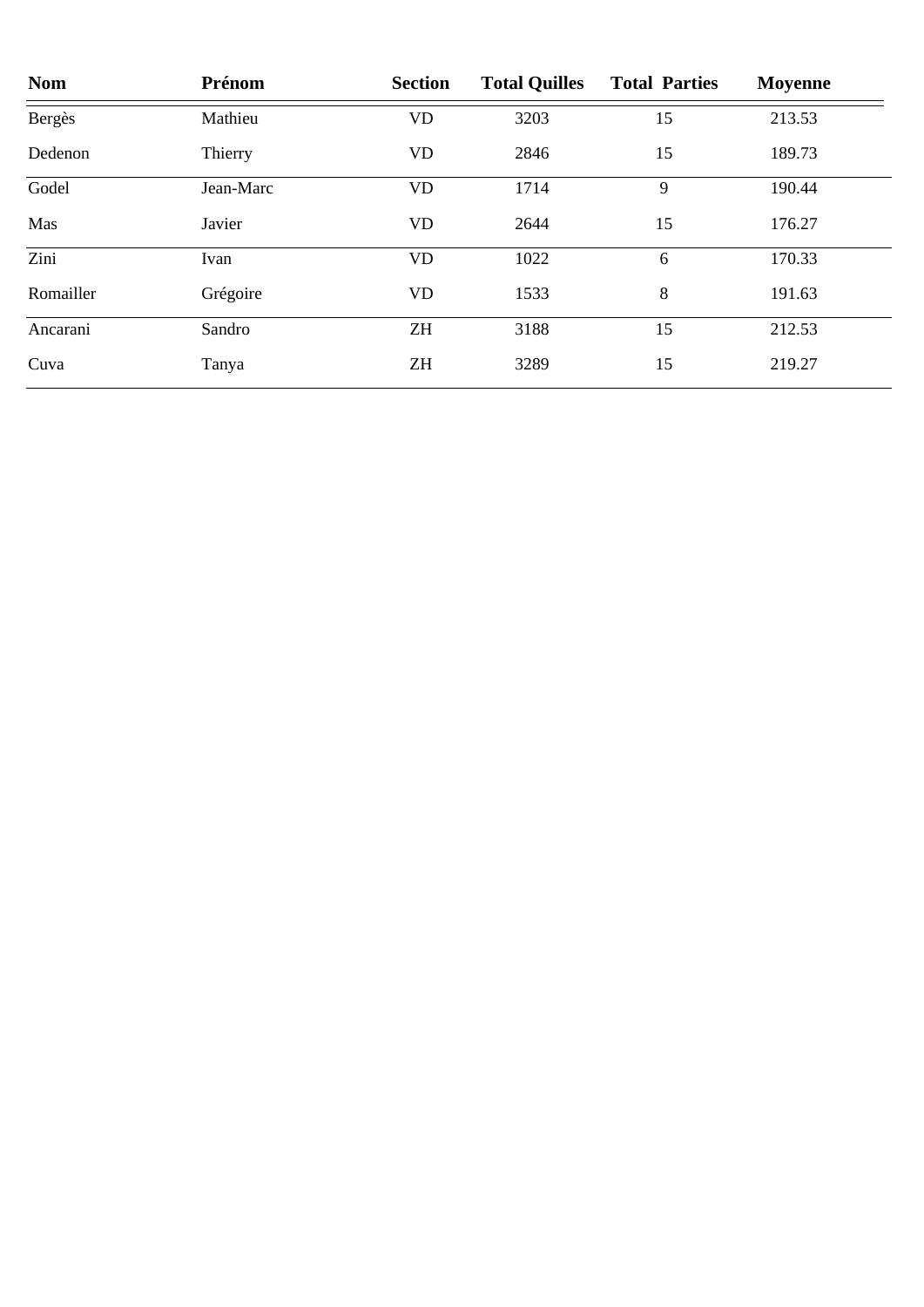| Nom | Prénom | Section | Total Quilles | Total Parties | Moyenne |
|---|---|---|---|---|---|
| Bergès | Mathieu | VD | 3203 | 15 | 213.53 |
| Dedenon | Thierry | VD | 2846 | 15 | 189.73 |
| Godel | Jean-Marc | VD | 1714 | 9 | 190.44 |
| Mas | Javier | VD | 2644 | 15 | 176.27 |
| Zini | Ivan | VD | 1022 | 6 | 170.33 |
| Romailler | Grégoire | VD | 1533 | 8 | 191.63 |
| Ancarani | Sandro | ZH | 3188 | 15 | 212.53 |
| Cuva | Tanya | ZH | 3289 | 15 | 219.27 |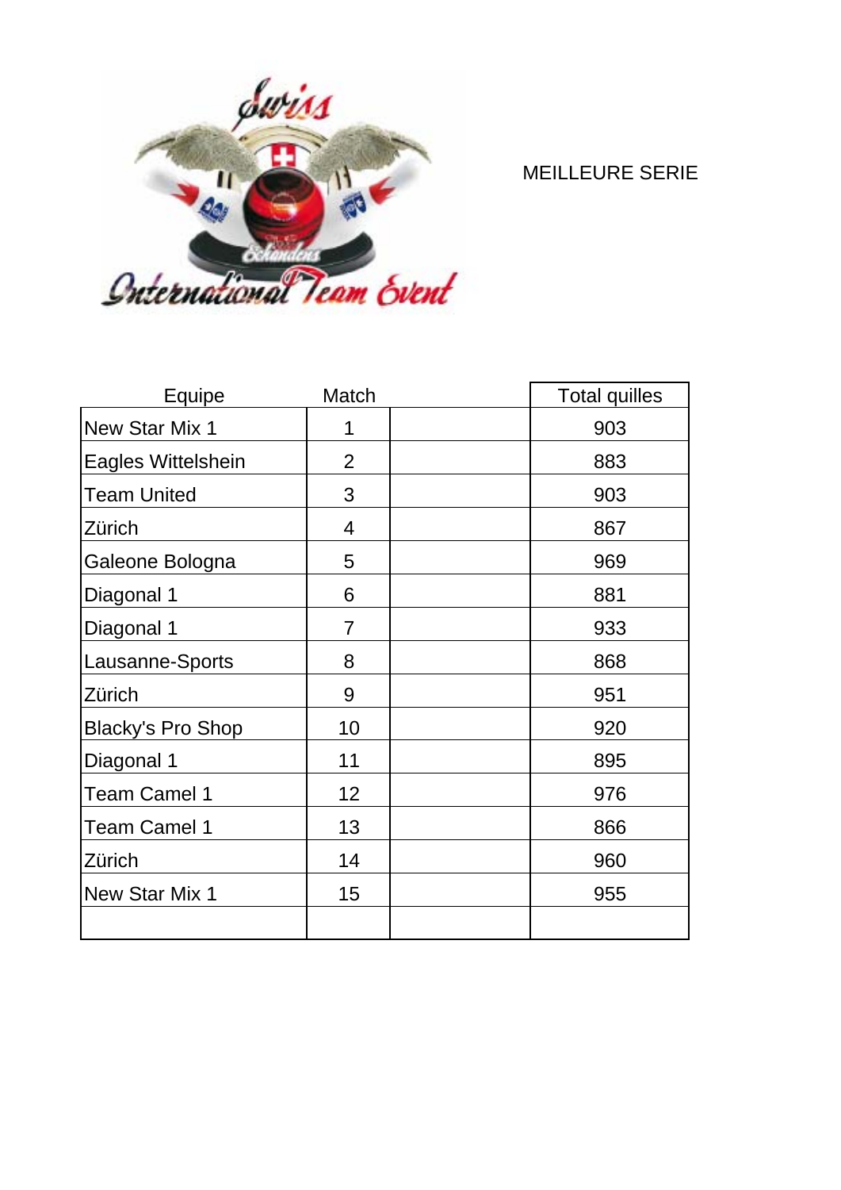MEILLEURE SERIE

| Equipe | Match | | Total quilles |
|---|---|---|---|
| New Star Mix 1 | 1 | | 903 |
| Eagles Wittelshein | 2 | | 883 |
| Team United | 3 | | 903 |
| Zürich | 4 | | 867 |
| Galeone Bologna | 5 | | 969 |
| Diagonal 1 | 6 | | 881 |
| Diagonal 1 | 7 | | 933 |
| Lausanne-Sports | 8 | | 868 |
| Zürich | 9 | | 951 |
| Blacky's Pro Shop | 10 | | 920 |
| Diagonal 1 | 11 | | 895 |
| Team Camel 1 | 12 | | 976 |
| Team Camel 1 | 13 | | 866 |
| Zürich | 14 | | 960 |
| New Star Mix 1 | 15 | | 955 |
| | | | |